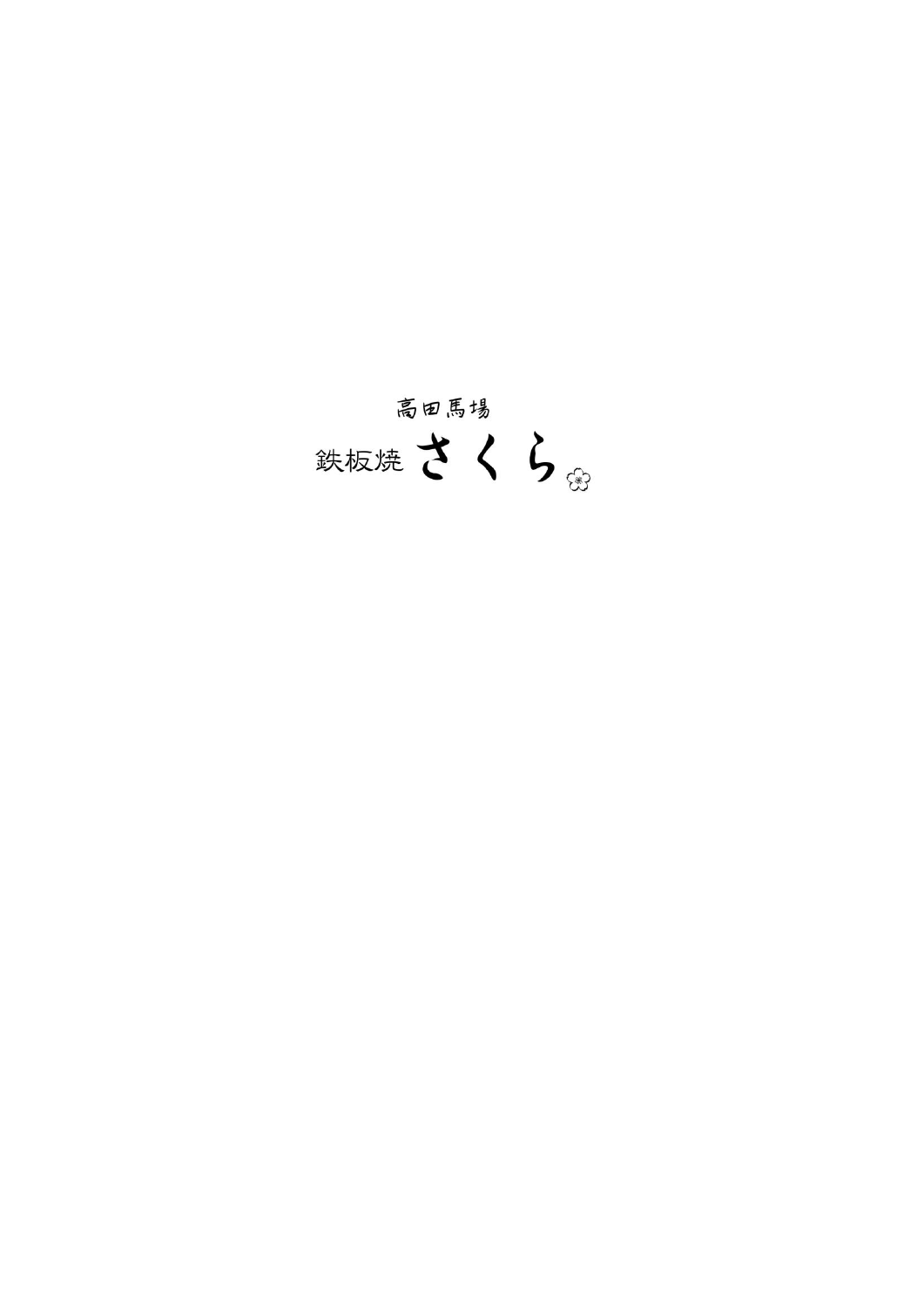高田馬場

# 鉄板焼 さくら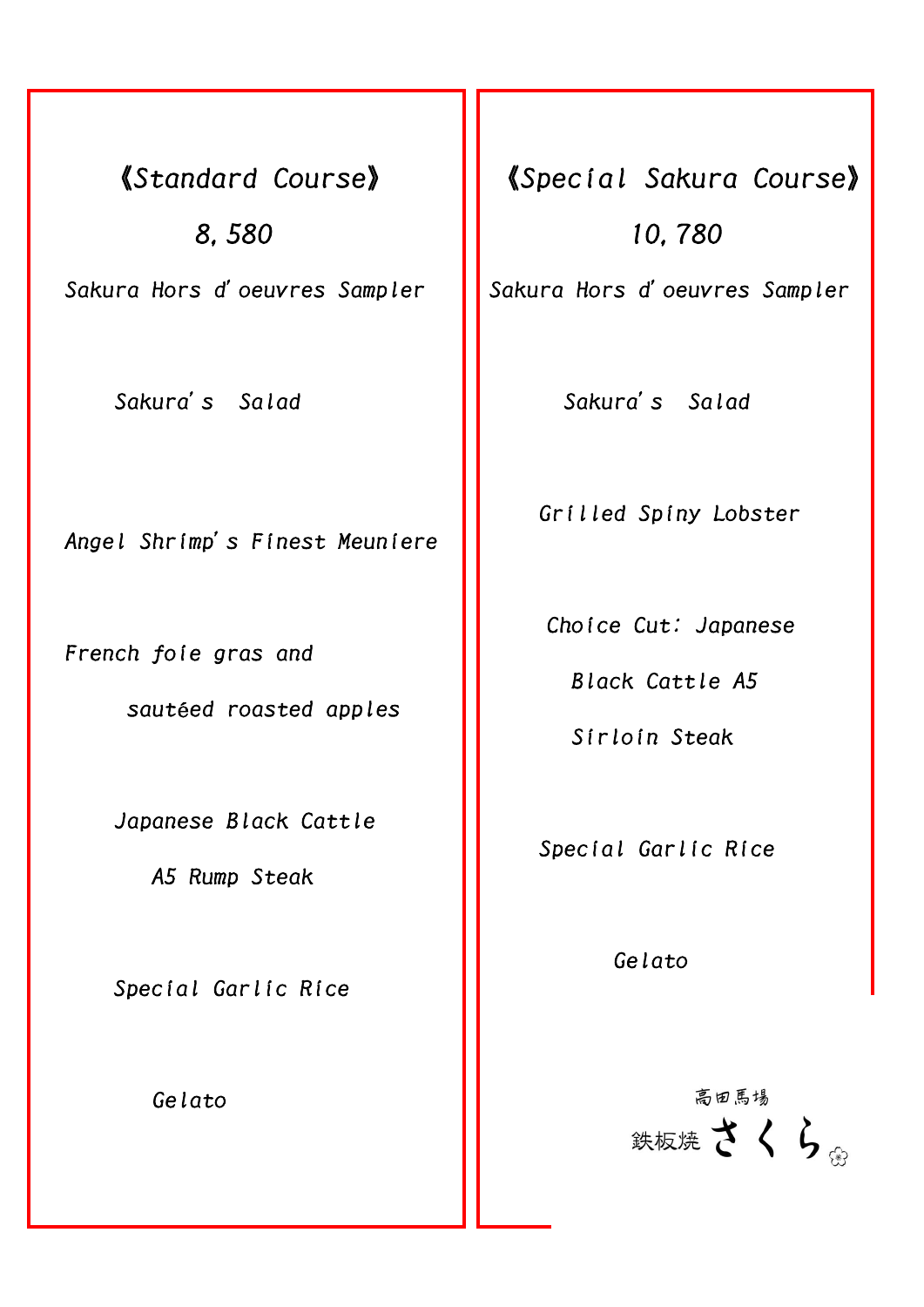## 《Standard Course》

8, 580

*Sakura Hors d'oeuvres Sampler*

*Sakura's Salad*

*Angel Shrimp's Finest Meuniere*

*French foie gras and*
*sautéed roasted apples*

*Japanese Black Cattle*
*A5 Rump Steak*

*Special Garlic Rice*

*Gelato*

## 《Special Sakura Course》

10, 780

*Sakura Hors d'oeuvres Sampler*

*Sakura's Salad*

*Grilled Spiny Lobster*

*Choice Cut: Japanese*
*Black Cattle A5*
*Sirloin Steak*

*Special Garlic Rice*

*Gelato*

高田馬場
鉄板焼 さくら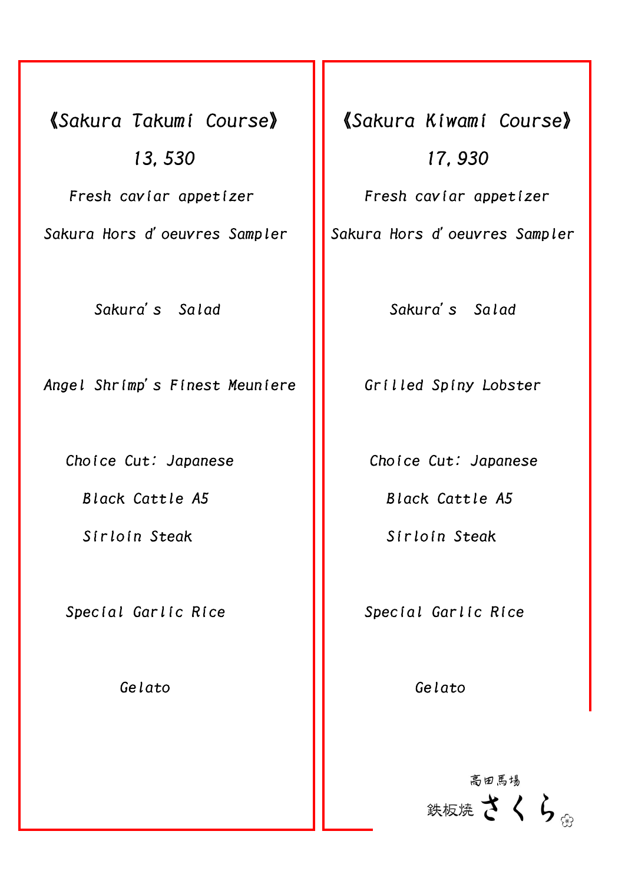## 《Sakura Takumi Course》

13,530

Fresh caviar appetizer

Sakura Hors d'oeuvres Sampler

Sakura's Salad

Angel Shrimp's Finest Meuniere

Choice Cut: Japanese

Black Cattle A5

Sirloin Steak

Special Garlic Rice

Gelato

## 《Sakura Kiwami Course》

17,930

Fresh caviar appetizer

Sakura Hors d'oeuvres Sampler

Sakura's Salad

Grilled Spiny Lobster

Choice Cut: Japanese

Black Cattle A5

Sirloin Steak

Special Garlic Rice

Gelato

高田馬場

鉄板焼 さくら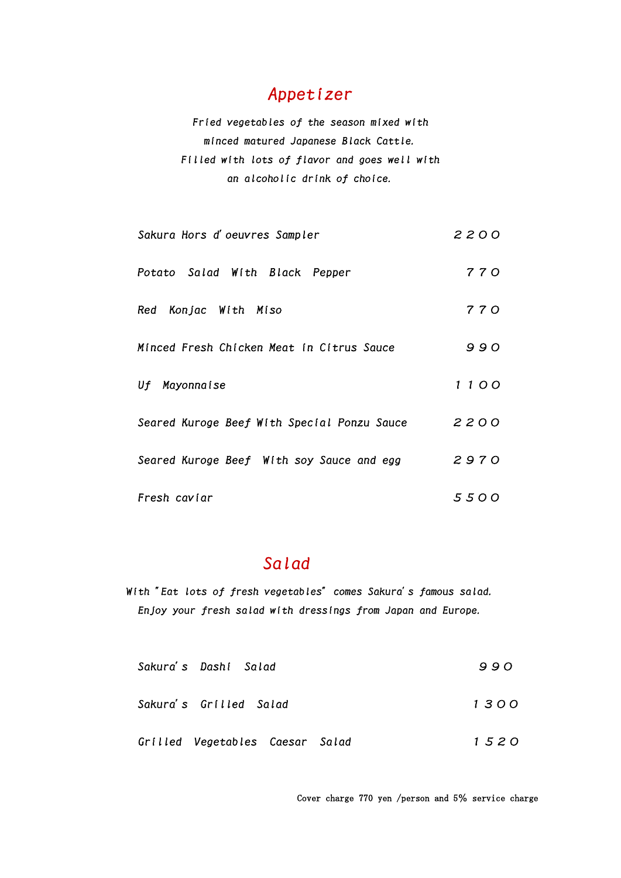## *Appetizer*

*Fried vegetables of the season mixed with minced matured Japanese Black Cattle. Filled with lots of flavor and goes well with an alcoholic drink of choice.*

| | |
|---|---|
| *Sakura Hors d'oeuvres Sampler* | 2200 |
| *Potato Salad With Black Pepper* | 770 |
| *Red Konjac With Miso* | 770 |
| *Minced Fresh Chicken Meat in Citrus Sauce* | 990 |
| *Uf Mayonnaise* | 1100 |
| *Seared Kuroge Beef With Special Ponzu Sauce* | 2200 |
| *Seared Kuroge Beef With soy Sauce and egg* | 2970 |
| *Fresh caviar* | 5500 |

## *Salad*

*With "Eat lots of fresh vegetables" comes Sakura's famous salad. Enjoy your fresh salad with dressings from Japan and Europe.*

| | |
|---|---|
| *Sakura's Dashi Salad* | 990 |
| *Sakura's Grilled Salad* | 1300 |
| *Grilled Vegetables Caesar Salad* | 1520 |

Cover charge 770 yen /person and 5% service charge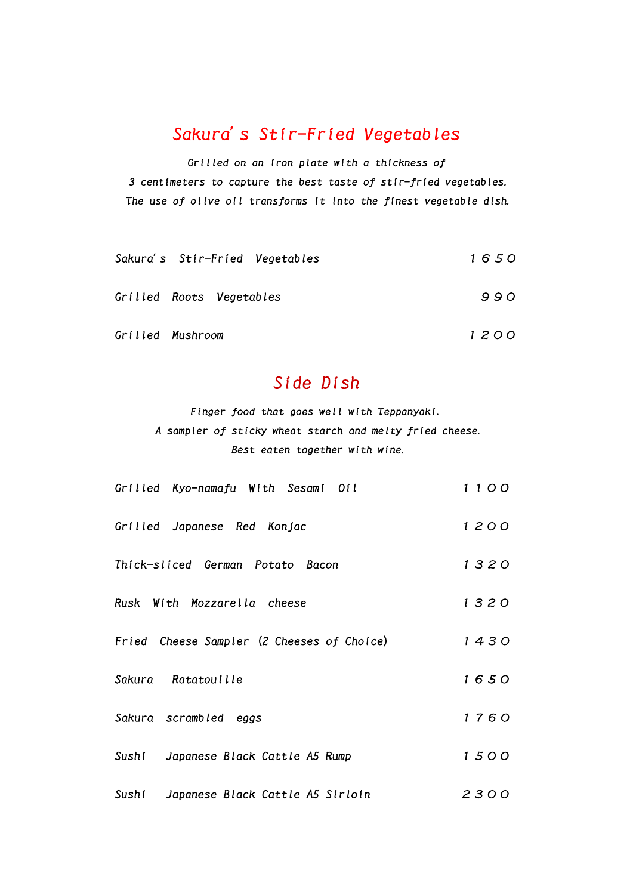## Sakura's Stir-Fried Vegetables

*Grilled on an iron plate with a thickness of*
*3 centimeters to capture the best taste of stir-fried vegetables.*
*The use of olive oil transforms it into the finest vegetable dish.*

| Item | Price |
|---|---|
| Sakura's Stir-Fried Vegetables | 1650 |
| Grilled Roots Vegetables | 990 |
| Grilled Mushroom | 1200 |

## Side Dish

*Finger food that goes well with Teppanyaki.*
*A sampler of sticky wheat starch and melty fried cheese.*
*Best eaten together with wine.*

| Item | Price |
|---|---|
| Grilled Kyo-namafu With Sesami Oil | 1100 |
| Grilled Japanese Red Konjac | 1200 |
| Thick-sliced German Potato Bacon | 1320 |
| Rusk With Mozzarella cheese | 1320 |
| Fried Cheese Sampler (2 Cheeses of Choice) | 1430 |
| Sakura Ratatouille | 1650 |
| Sakura scrambled eggs | 1760 |
| Sushi Japanese Black Cattle A5 Rump | 1500 |
| Sushi Japanese Black Cattle A5 Sirloin | 2300 |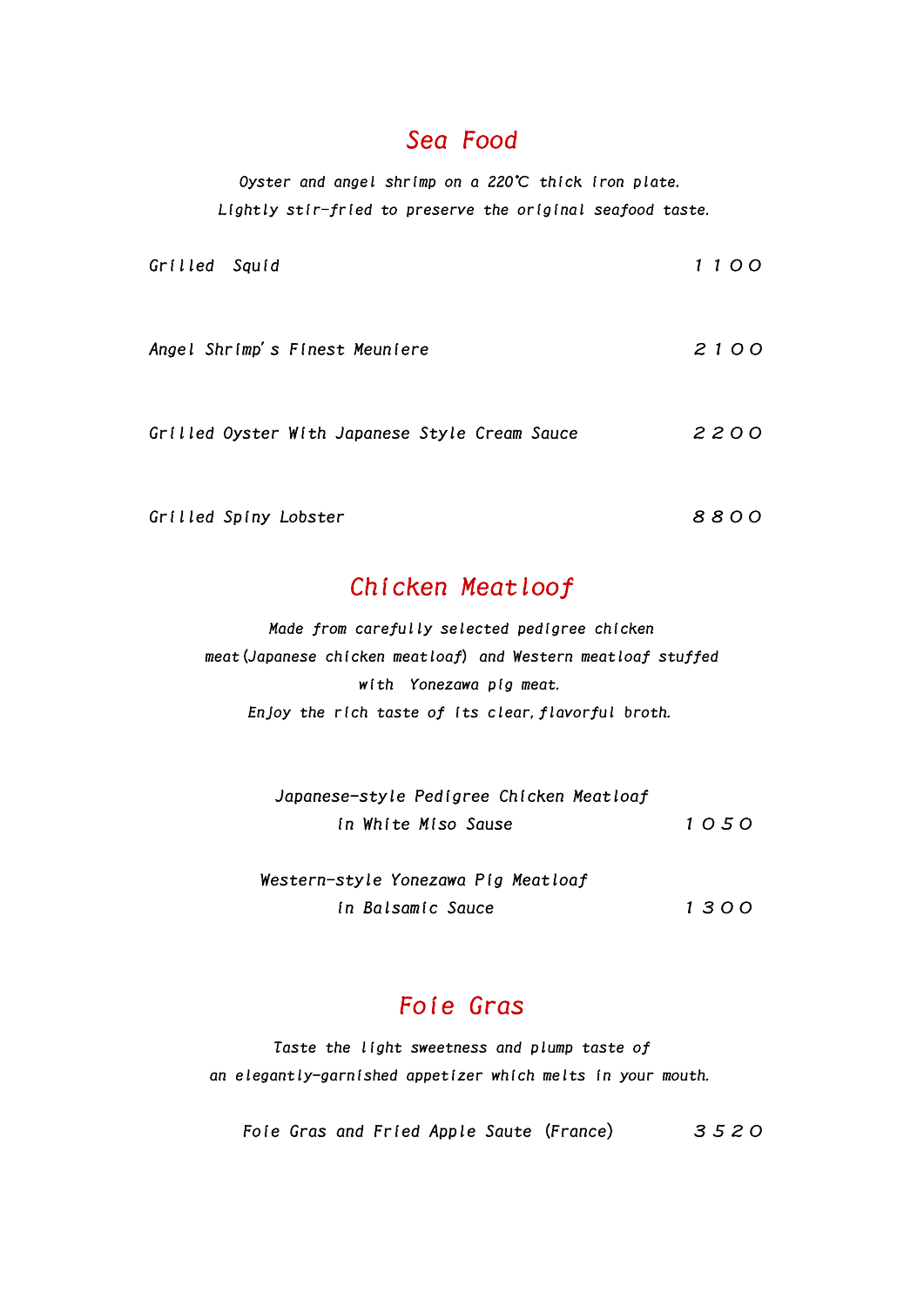## *Sea Food*

*Oyster and angel shrimp on a 220℃ thick iron plate.*
*Lightly stir-fried to preserve the original seafood taste.*

| | |
|---|---|
| *Grilled Squid* | *1100* |
| *Angel Shrimp's Finest Meuniere* | *2100* |
| *Grilled Oyster With Japanese Style Cream Sauce* | *2200* |
| *Grilled Spiny Lobster* | *8800* |

## *Chicken Meatloof*

*Made from carefully selected pedigree chicken meat(Japanese chicken meatloaf) and Western meatloaf stuffed with Yonezawa pig meat.*
*Enjoy the rich taste of its clear, flavorful broth.*

| | |
|---|---|
| *Japanese-style Pedigree Chicken Meatloaf in White Miso Sause* | *1050* |
| *Western-style Yonezawa Pig Meatloaf in Balsamic Sauce* | *1300* |

## *Foie Gras*

*Taste the light sweetness and plump taste of an elegantly-garnished appetizer which melts in your mouth.*

| | |
|---|---|
| *Foie Gras and Fried Apple Saute (France)* | *3520* |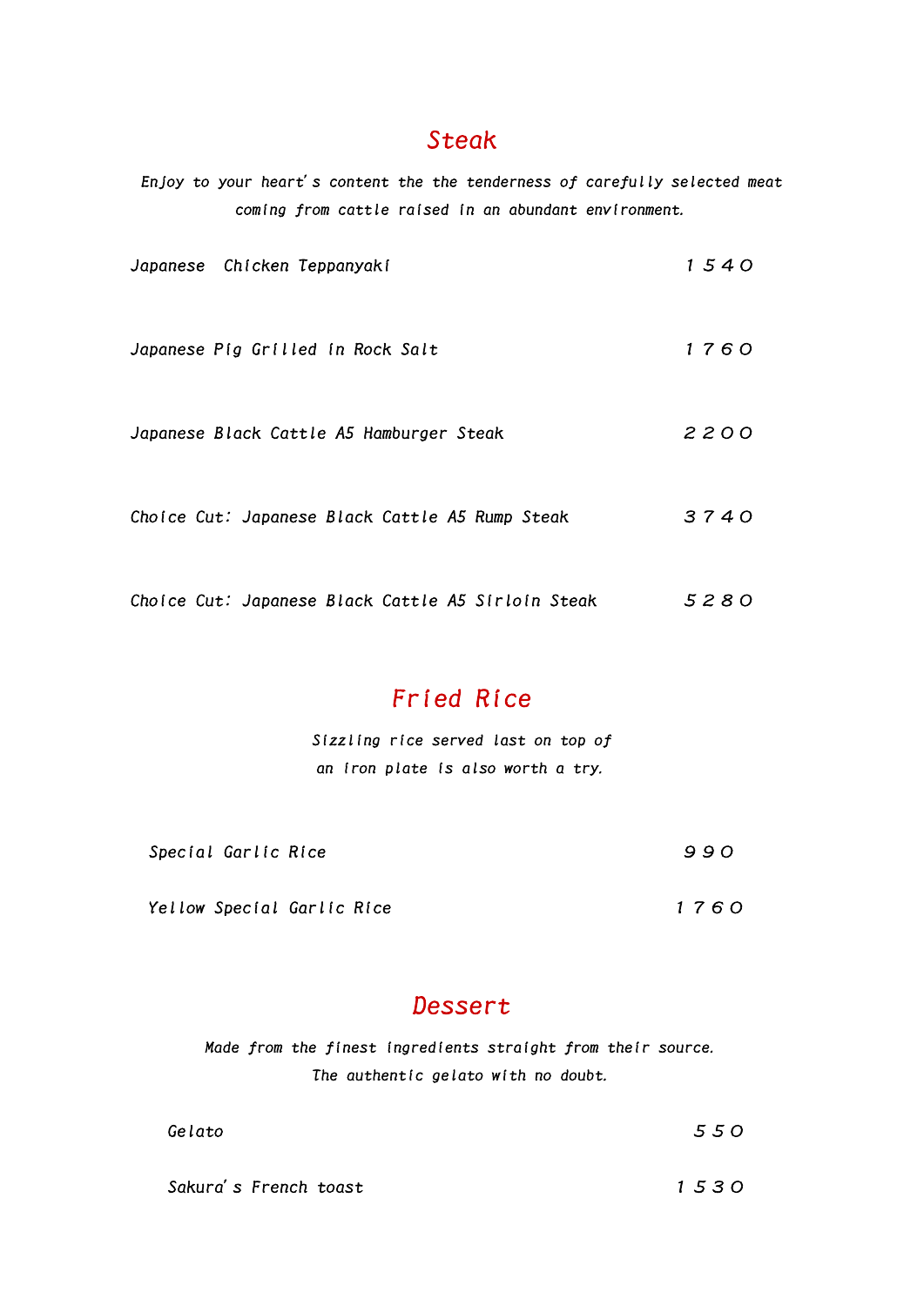# Steak

*Enjoy to your heart's content the the tenderness of carefully selected meat coming from cattle raised in an abundant environment.*

| | |
|---|---|
| Japanese Chicken Teppanyaki | 1540 |
| Japanese Pig Grilled in Rock Salt | 1760 |
| Japanese Black Cattle A5 Hamburger Steak | 2200 |
| Choice Cut: Japanese Black Cattle A5 Rump Steak | 3740 |
| Choice Cut: Japanese Black Cattle A5 Sirloin Steak | 5280 |

# Fried Rice

*Sizzling rice served last on top of an iron plate is also worth a try.*

| | |
|---|---|
| Special Garlic Rice | 990 |
| Yellow Special Garlic Rice | 1760 |

# Dessert

*Made from the finest ingredients straight from their source. The authentic gelato with no doubt.*

| | |
|---|---|
| Gelato | 550 |
| Sakura's French toast | 1530 |